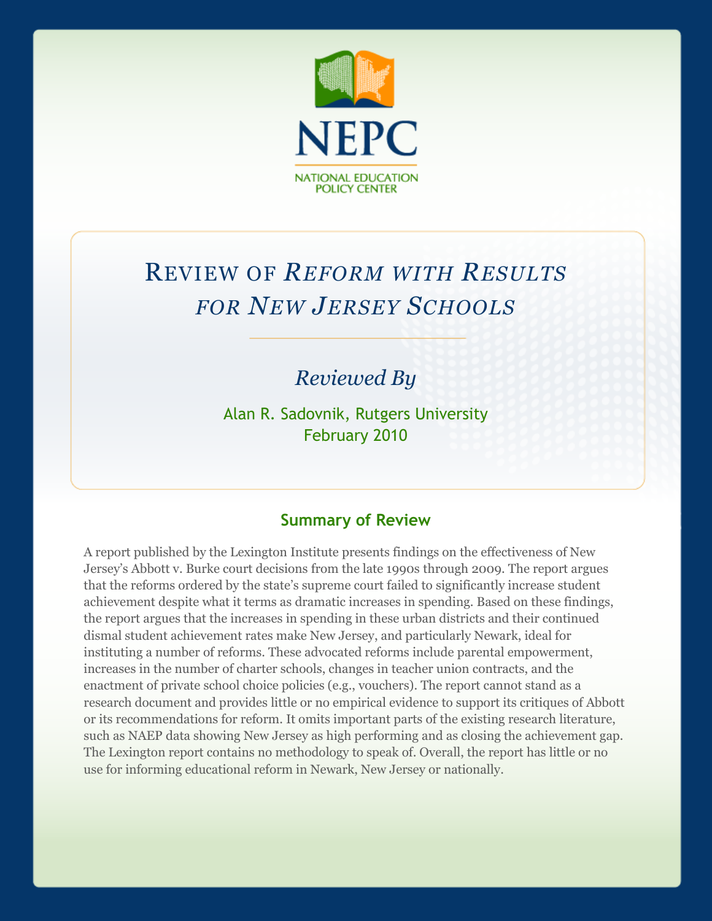NEPC

NATIONAL EDUCATION POLICY CENTER

# Review of *Reform with Results for New Jersey Schools*

*Reviewed By*

Alan R. Sadovnik, Rutgers University

February 2010

## Summary of Review

A report published by the Lexington Institute presents findings on the effectiveness of New Jersey's Abbott v. Burke court decisions from the late 1990s through 2009. The report argues that the reforms ordered by the state's supreme court failed to significantly increase student achievement despite what it terms as dramatic increases in spending. Based on these findings, the report argues that the increases in spending in these urban districts and their continued dismal student achievement rates make New Jersey, and particularly Newark, ideal for instituting a number of reforms. These advocated reforms include parental empowerment, increases in the number of charter schools, changes in teacher union contracts, and the enactment of private school choice policies (e.g., vouchers). The report cannot stand as a research document and provides little or no empirical evidence to support its critiques of Abbott or its recommendations for reform. It omits important parts of the existing research literature, such as NAEP data showing New Jersey as high performing and as closing the achievement gap. The Lexington report contains no methodology to speak of. Overall, the report has little or no use for informing educational reform in Newark, New Jersey or nationally.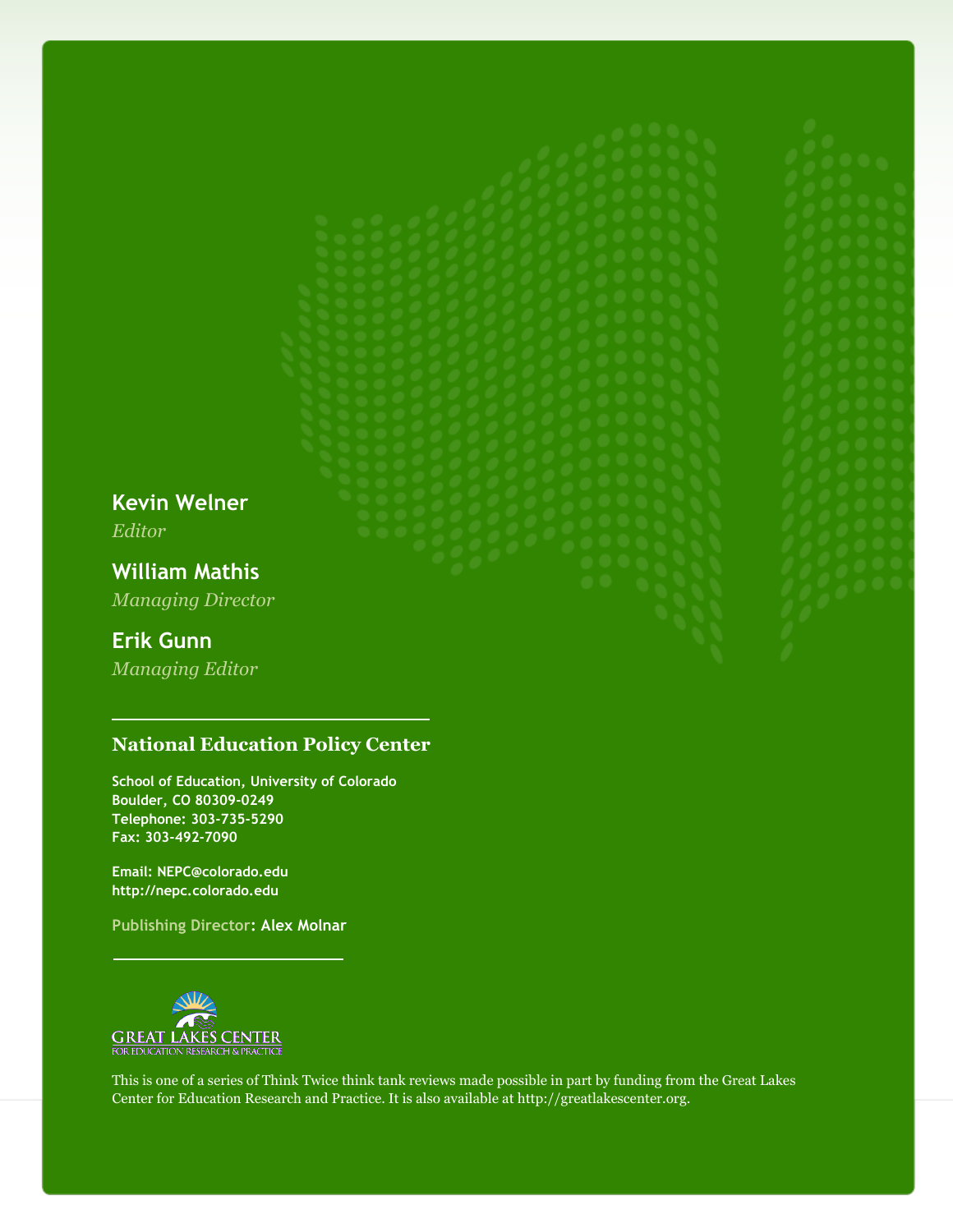**Kevin Welner**
*Editor*

**William Mathis**
*Managing Director*

**Erik Gunn**
*Managing Editor*

---

**National Education Policy Center**

School of Education, University of Colorado
Boulder, CO 80309-0249
Telephone: 303-735-5290
Fax: 303-492-7090

Email: NEPC@colorado.edu
http://nepc.colorado.edu

Publishing Director: Alex Molnar

---

GREAT LAKES CENTER
FOR EDUCATION RESEARCH & PRACTICE

This is one of a series of Think Twice think tank reviews made possible in part by funding from the Great Lakes Center for Education Research and Practice. It is also available at http://greatlakescenter.org.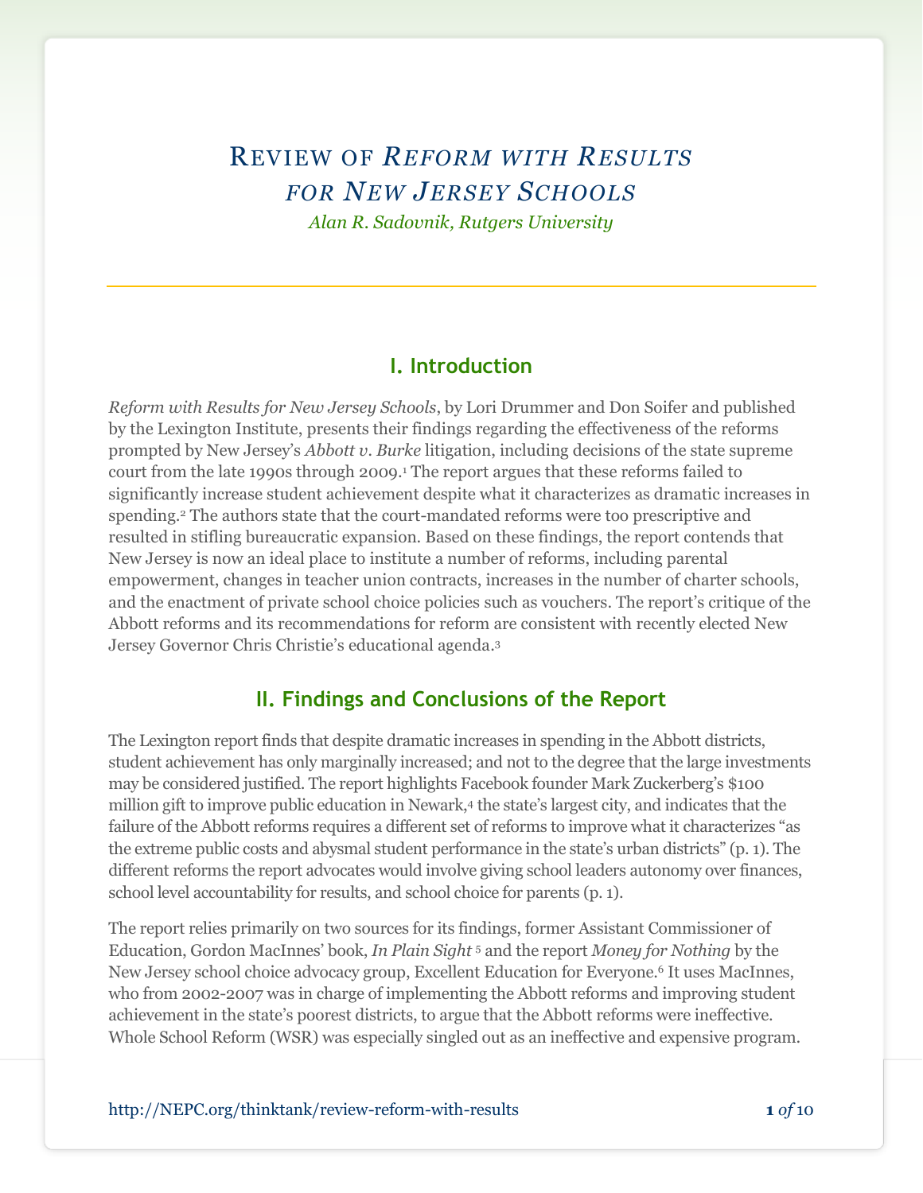# Review of *Reform with Results for New Jersey Schools*

*Alan R. Sadovnik, Rutgers University*

## I. Introduction

*Reform with Results for New Jersey Schools*, by Lori Drummer and Don Soifer and published by the Lexington Institute, presents their findings regarding the effectiveness of the reforms prompted by New Jersey's *Abbott v. Burke* litigation, including decisions of the state supreme court from the late 1990s through 2009.[1] The report argues that these reforms failed to significantly increase student achievement despite what it characterizes as dramatic increases in spending.[2] The authors state that the court-mandated reforms were too prescriptive and resulted in stifling bureaucratic expansion. Based on these findings, the report contends that New Jersey is now an ideal place to institute a number of reforms, including parental empowerment, changes in teacher union contracts, increases in the number of charter schools, and the enactment of private school choice policies such as vouchers. The report's critique of the Abbott reforms and its recommendations for reform are consistent with recently elected New Jersey Governor Chris Christie's educational agenda.[3]

## II. Findings and Conclusions of the Report

The Lexington report finds that despite dramatic increases in spending in the Abbott districts, student achievement has only marginally increased; and not to the degree that the large investments may be considered justified. The report highlights Facebook founder Mark Zuckerberg's $100 million gift to improve public education in Newark,[4] the state's largest city, and indicates that the failure of the Abbott reforms requires a different set of reforms to improve what it characterizes "as the extreme public costs and abysmal student performance in the state's urban districts" (p. 1). The different reforms the report advocates would involve giving school leaders autonomy over finances, school level accountability for results, and school choice for parents (p. 1).

The report relies primarily on two sources for its findings, former Assistant Commissioner of Education, Gordon MacInnes' book, *In Plain Sight* [5] and the report *Money for Nothing* by the New Jersey school choice advocacy group, Excellent Education for Everyone.[6] It uses MacInnes, who from 2002-2007 was in charge of implementing the Abbott reforms and improving student achievement in the state's poorest districts, to argue that the Abbott reforms were ineffective. Whole School Reform (WSR) was especially singled out as an ineffective and expensive program.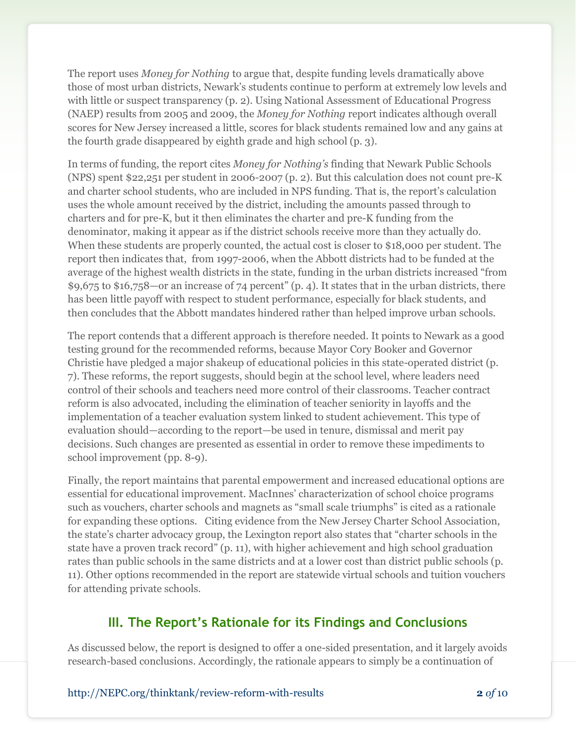The report uses *Money for Nothing* to argue that, despite funding levels dramatically above those of most urban districts, Newark's students continue to perform at extremely low levels and with little or suspect transparency (p. 2). Using National Assessment of Educational Progress (NAEP) results from 2005 and 2009, the *Money for Nothing* report indicates although overall scores for New Jersey increased a little, scores for black students remained low and any gains at the fourth grade disappeared by eighth grade and high school (p. 3).

In terms of funding, the report cites *Money for Nothing's* finding that Newark Public Schools (NPS) spent $22,251 per student in 2006-2007 (p. 2). But this calculation does not count pre-K and charter school students, who are included in NPS funding. That is, the report's calculation uses the whole amount received by the district, including the amounts passed through to charters and for pre-K, but it then eliminates the charter and pre-K funding from the denominator, making it appear as if the district schools receive more than they actually do. When these students are properly counted, the actual cost is closer to $18,000 per student. The report then indicates that, from 1997-2006, when the Abbott districts had to be funded at the average of the highest wealth districts in the state, funding in the urban districts increased "from $9,675 to $16,758—or an increase of 74 percent" (p. 4). It states that in the urban districts, there has been little payoff with respect to student performance, especially for black students, and then concludes that the Abbott mandates hindered rather than helped improve urban schools.

The report contends that a different approach is therefore needed. It points to Newark as a good testing ground for the recommended reforms, because Mayor Cory Booker and Governor Christie have pledged a major shakeup of educational policies in this state-operated district (p. 7). These reforms, the report suggests, should begin at the school level, where leaders need control of their schools and teachers need more control of their classrooms. Teacher contract reform is also advocated, including the elimination of teacher seniority in layoffs and the implementation of a teacher evaluation system linked to student achievement. This type of evaluation should—according to the report—be used in tenure, dismissal and merit pay decisions. Such changes are presented as essential in order to remove these impediments to school improvement (pp. 8-9).

Finally, the report maintains that parental empowerment and increased educational options are essential for educational improvement. MacInnes' characterization of school choice programs such as vouchers, charter schools and magnets as "small scale triumphs" is cited as a rationale for expanding these options. Citing evidence from the New Jersey Charter School Association, the state's charter advocacy group, the Lexington report also states that "charter schools in the state have a proven track record" (p. 11), with higher achievement and high school graduation rates than public schools in the same districts and at a lower cost than district public schools (p. 11). Other options recommended in the report are statewide virtual schools and tuition vouchers for attending private schools.

## III. The Report's Rationale for its Findings and Conclusions

As discussed below, the report is designed to offer a one-sided presentation, and it largely avoids research-based conclusions. Accordingly, the rationale appears to simply be a continuation of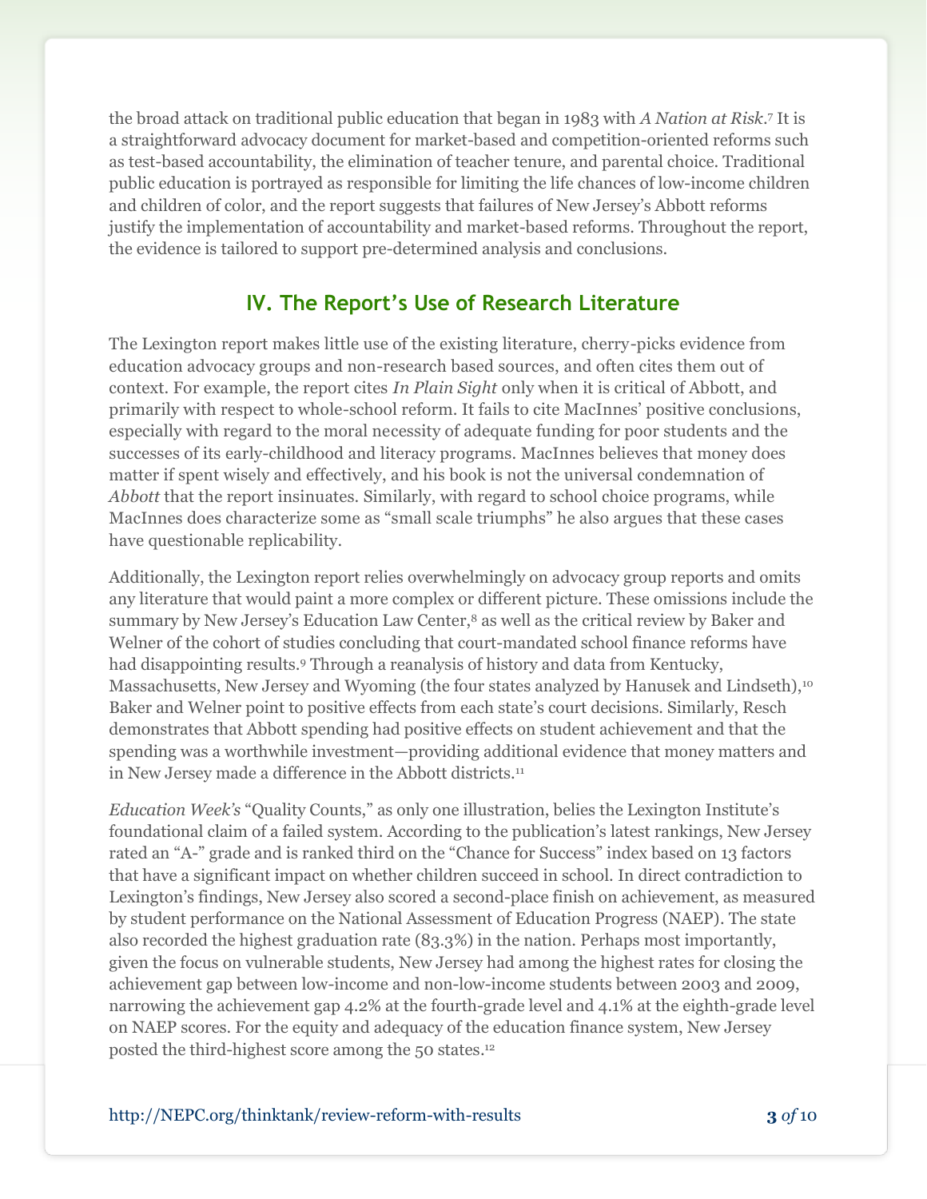the broad attack on traditional public education that began in 1983 with *A Nation at Risk*.[7] It is a straightforward advocacy document for market-based and competition-oriented reforms such as test-based accountability, the elimination of teacher tenure, and parental choice. Traditional public education is portrayed as responsible for limiting the life chances of low-income children and children of color, and the report suggests that failures of New Jersey's Abbott reforms justify the implementation of accountability and market-based reforms. Throughout the report, the evidence is tailored to support pre-determined analysis and conclusions.

## IV. The Report's Use of Research Literature

The Lexington report makes little use of the existing literature, cherry-picks evidence from education advocacy groups and non-research based sources, and often cites them out of context. For example, the report cites *In Plain Sight* only when it is critical of Abbott, and primarily with respect to whole-school reform. It fails to cite MacInnes' positive conclusions, especially with regard to the moral necessity of adequate funding for poor students and the successes of its early-childhood and literacy programs. MacInnes believes that money does matter if spent wisely and effectively, and his book is not the universal condemnation of *Abbott* that the report insinuates. Similarly, with regard to school choice programs, while MacInnes does characterize some as "small scale triumphs" he also argues that these cases have questionable replicability.

Additionally, the Lexington report relies overwhelmingly on advocacy group reports and omits any literature that would paint a more complex or different picture. These omissions include the summary by New Jersey's Education Law Center,[8] as well as the critical review by Baker and Welner of the cohort of studies concluding that court-mandated school finance reforms have had disappointing results.[9] Through a reanalysis of history and data from Kentucky, Massachusetts, New Jersey and Wyoming (the four states analyzed by Hanusek and Lindseth),[10] Baker and Welner point to positive effects from each state's court decisions. Similarly, Resch demonstrates that Abbott spending had positive effects on student achievement and that the spending was a worthwhile investment—providing additional evidence that money matters and in New Jersey made a difference in the Abbott districts.[11]

*Education Week's* "Quality Counts," as only one illustration, belies the Lexington Institute's foundational claim of a failed system. According to the publication's latest rankings, New Jersey rated an "A-" grade and is ranked third on the "Chance for Success" index based on 13 factors that have a significant impact on whether children succeed in school. In direct contradiction to Lexington's findings, New Jersey also scored a second-place finish on achievement, as measured by student performance on the National Assessment of Education Progress (NAEP). The state also recorded the highest graduation rate (83.3%) in the nation. Perhaps most importantly, given the focus on vulnerable students, New Jersey had among the highest rates for closing the achievement gap between low-income and non-low-income students between 2003 and 2009, narrowing the achievement gap 4.2% at the fourth-grade level and 4.1% at the eighth-grade level on NAEP scores. For the equity and adequacy of the education finance system, New Jersey posted the third-highest score among the 50 states.[12]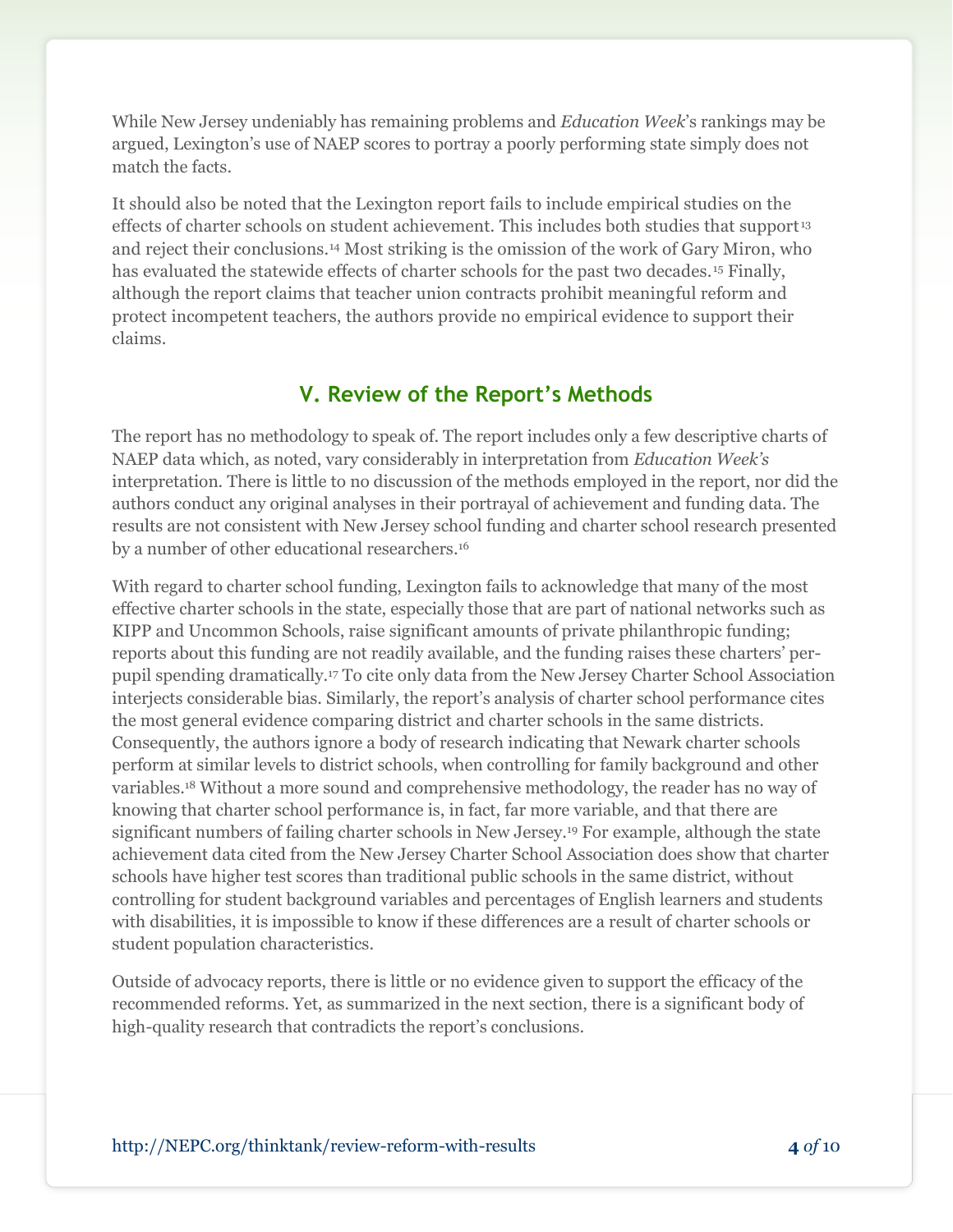While New Jersey undeniably has remaining problems and *Education Week*'s rankings may be argued, Lexington's use of NAEP scores to portray a poorly performing state simply does not match the facts.

It should also be noted that the Lexington report fails to include empirical studies on the effects of charter schools on student achievement. This includes both studies that support[13] and reject their conclusions.[14] Most striking is the omission of the work of Gary Miron, who has evaluated the statewide effects of charter schools for the past two decades.[15] Finally, although the report claims that teacher union contracts prohibit meaningful reform and protect incompetent teachers, the authors provide no empirical evidence to support their claims.

## V. Review of the Report's Methods

The report has no methodology to speak of. The report includes only a few descriptive charts of NAEP data which, as noted, vary considerably in interpretation from *Education Week's* interpretation. There is little to no discussion of the methods employed in the report, nor did the authors conduct any original analyses in their portrayal of achievement and funding data. The results are not consistent with New Jersey school funding and charter school research presented by a number of other educational researchers.[16]

With regard to charter school funding, Lexington fails to acknowledge that many of the most effective charter schools in the state, especially those that are part of national networks such as KIPP and Uncommon Schools, raise significant amounts of private philanthropic funding; reports about this funding are not readily available, and the funding raises these charters' per-pupil spending dramatically.[17] To cite only data from the New Jersey Charter School Association interjects considerable bias. Similarly, the report's analysis of charter school performance cites the most general evidence comparing district and charter schools in the same districts. Consequently, the authors ignore a body of research indicating that Newark charter schools perform at similar levels to district schools, when controlling for family background and other variables.[18] Without a more sound and comprehensive methodology, the reader has no way of knowing that charter school performance is, in fact, far more variable, and that there are significant numbers of failing charter schools in New Jersey.[19] For example, although the state achievement data cited from the New Jersey Charter School Association does show that charter schools have higher test scores than traditional public schools in the same district, without controlling for student background variables and percentages of English learners and students with disabilities, it is impossible to know if these differences are a result of charter schools or student population characteristics.

Outside of advocacy reports, there is little or no evidence given to support the efficacy of the recommended reforms. Yet, as summarized in the next section, there is a significant body of high-quality research that contradicts the report's conclusions.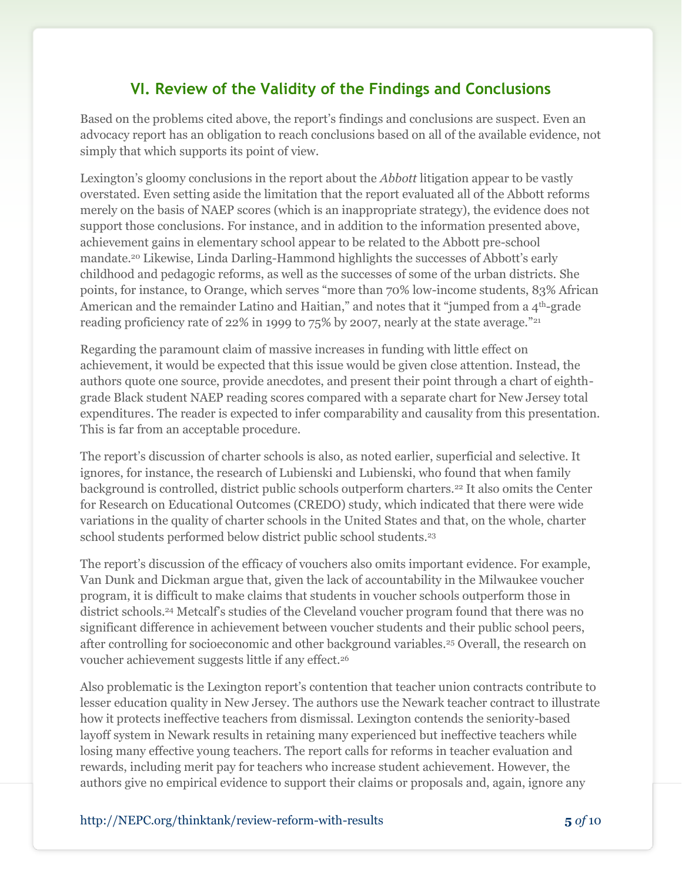## VI. Review of the Validity of the Findings and Conclusions

Based on the problems cited above, the report's findings and conclusions are suspect. Even an advocacy report has an obligation to reach conclusions based on all of the available evidence, not simply that which supports its point of view.

Lexington's gloomy conclusions in the report about the *Abbott* litigation appear to be vastly overstated. Even setting aside the limitation that the report evaluated all of the Abbott reforms merely on the basis of NAEP scores (which is an inappropriate strategy), the evidence does not support those conclusions. For instance, and in addition to the information presented above, achievement gains in elementary school appear to be related to the Abbott pre-school mandate.[20] Likewise, Linda Darling-Hammond highlights the successes of Abbott's early childhood and pedagogic reforms, as well as the successes of some of the urban districts. She points, for instance, to Orange, which serves "more than 70% low-income students, 83% African American and the remainder Latino and Haitian," and notes that it "jumped from a 4th-grade reading proficiency rate of 22% in 1999 to 75% by 2007, nearly at the state average."[21]

Regarding the paramount claim of massive increases in funding with little effect on achievement, it would be expected that this issue would be given close attention. Instead, the authors quote one source, provide anecdotes, and present their point through a chart of eighth-grade Black student NAEP reading scores compared with a separate chart for New Jersey total expenditures. The reader is expected to infer comparability and causality from this presentation. This is far from an acceptable procedure.

The report's discussion of charter schools is also, as noted earlier, superficial and selective. It ignores, for instance, the research of Lubienski and Lubienski, who found that when family background is controlled, district public schools outperform charters.[22] It also omits the Center for Research on Educational Outcomes (CREDO) study, which indicated that there were wide variations in the quality of charter schools in the United States and that, on the whole, charter school students performed below district public school students.[23]

The report's discussion of the efficacy of vouchers also omits important evidence. For example, Van Dunk and Dickman argue that, given the lack of accountability in the Milwaukee voucher program, it is difficult to make claims that students in voucher schools outperform those in district schools.[24] Metcalf's studies of the Cleveland voucher program found that there was no significant difference in achievement between voucher students and their public school peers, after controlling for socioeconomic and other background variables.[25] Overall, the research on voucher achievement suggests little if any effect.[26]

Also problematic is the Lexington report's contention that teacher union contracts contribute to lesser education quality in New Jersey. The authors use the Newark teacher contract to illustrate how it protects ineffective teachers from dismissal. Lexington contends the seniority-based layoff system in Newark results in retaining many experienced but ineffective teachers while losing many effective young teachers. The report calls for reforms in teacher evaluation and rewards, including merit pay for teachers who increase student achievement. However, the authors give no empirical evidence to support their claims or proposals and, again, ignore any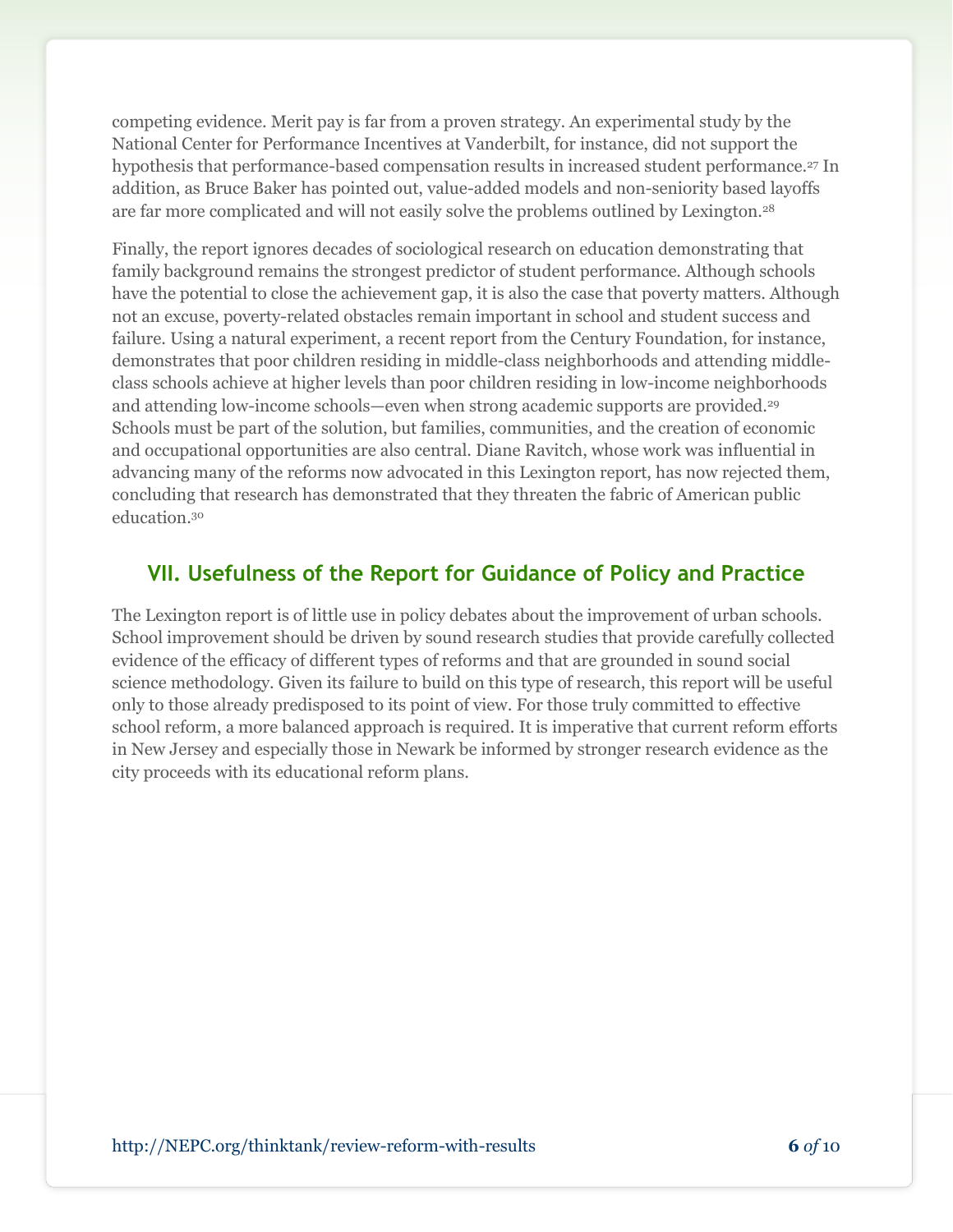competing evidence. Merit pay is far from a proven strategy. An experimental study by the National Center for Performance Incentives at Vanderbilt, for instance, did not support the hypothesis that performance-based compensation results in increased student performance.[27] In addition, as Bruce Baker has pointed out, value-added models and non-seniority based layoffs are far more complicated and will not easily solve the problems outlined by Lexington.[28]

Finally, the report ignores decades of sociological research on education demonstrating that family background remains the strongest predictor of student performance. Although schools have the potential to close the achievement gap, it is also the case that poverty matters. Although not an excuse, poverty-related obstacles remain important in school and student success and failure. Using a natural experiment, a recent report from the Century Foundation, for instance, demonstrates that poor children residing in middle-class neighborhoods and attending middle-class schools achieve at higher levels than poor children residing in low-income neighborhoods and attending low-income schools—even when strong academic supports are provided.[29] Schools must be part of the solution, but families, communities, and the creation of economic and occupational opportunities are also central. Diane Ravitch, whose work was influential in advancing many of the reforms now advocated in this Lexington report, has now rejected them, concluding that research has demonstrated that they threaten the fabric of American public education.[30]

## VII. Usefulness of the Report for Guidance of Policy and Practice

The Lexington report is of little use in policy debates about the improvement of urban schools. School improvement should be driven by sound research studies that provide carefully collected evidence of the efficacy of different types of reforms and that are grounded in sound social science methodology. Given its failure to build on this type of research, this report will be useful only to those already predisposed to its point of view. For those truly committed to effective school reform, a more balanced approach is required. It is imperative that current reform efforts in New Jersey and especially those in Newark be informed by stronger research evidence as the city proceeds with its educational reform plans.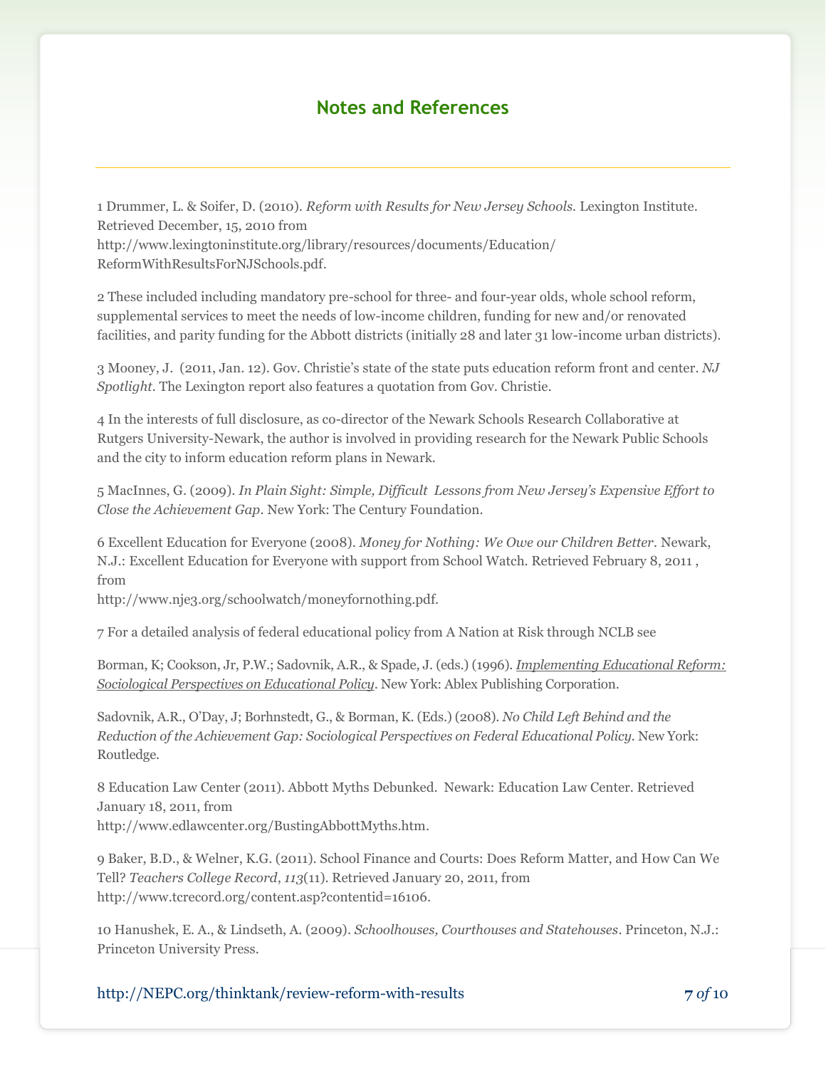## Notes and References

1 Drummer, L. & Soifer, D. (2010). *Reform with Results for New Jersey Schools.* Lexington Institute. Retrieved December, 15, 2010 from http://www.lexingtoninstitute.org/library/resources/documents/Education/ReformWithResultsForNJSchools.pdf.

2 These included including mandatory pre-school for three- and four-year olds, whole school reform, supplemental services to meet the needs of low-income children, funding for new and/or renovated facilities, and parity funding for the Abbott districts (initially 28 and later 31 low-income urban districts).

3 Mooney, J. (2011, Jan. 12). Gov. Christie's state of the state puts education reform front and center. *NJ Spotlight*. The Lexington report also features a quotation from Gov. Christie.

4 In the interests of full disclosure, as co-director of the Newark Schools Research Collaborative at Rutgers University-Newark, the author is involved in providing research for the Newark Public Schools and the city to inform education reform plans in Newark.

5 MacInnes, G. (2009). *In Plain Sight: Simple, Difficult Lessons from New Jersey's Expensive Effort to Close the Achievement Gap*. New York: The Century Foundation.

6 Excellent Education for Everyone (2008). *Money for Nothing: We Owe our Children Better*. Newark, N.J.: Excellent Education for Everyone with support from School Watch. Retrieved February 8, 2011 , from http://www.nje3.org/schoolwatch/moneyfornothing.pdf.

7 For a detailed analysis of federal educational policy from A Nation at Risk through NCLB see

Borman, K; Cookson, Jr, P.W.; Sadovnik, A.R., & Spade, J. (eds.) (1996). *Implementing Educational Reform: Sociological Perspectives on Educational Policy*. New York: Ablex Publishing Corporation.

Sadovnik, A.R., O'Day, J; Borhnstedt, G., & Borman, K. (Eds.) (2008). *No Child Left Behind and the Reduction of the Achievement Gap: Sociological Perspectives on Federal Educational Policy*. New York: Routledge.

8 Education Law Center (2011). Abbott Myths Debunked. Newark: Education Law Center. Retrieved January 18, 2011, from http://www.edlawcenter.org/BustingAbbottMyths.htm.

9 Baker, B.D., & Welner, K.G. (2011). School Finance and Courts: Does Reform Matter, and How Can We Tell? *Teachers College Record*, *113*(11). Retrieved January 20, 2011, from http://www.tcrecord.org/content.asp?contentid=16106.

10 Hanushek, E. A., & Lindseth, A. (2009). *Schoolhouses, Courthouses and Statehouses*. Princeton, N.J.: Princeton University Press.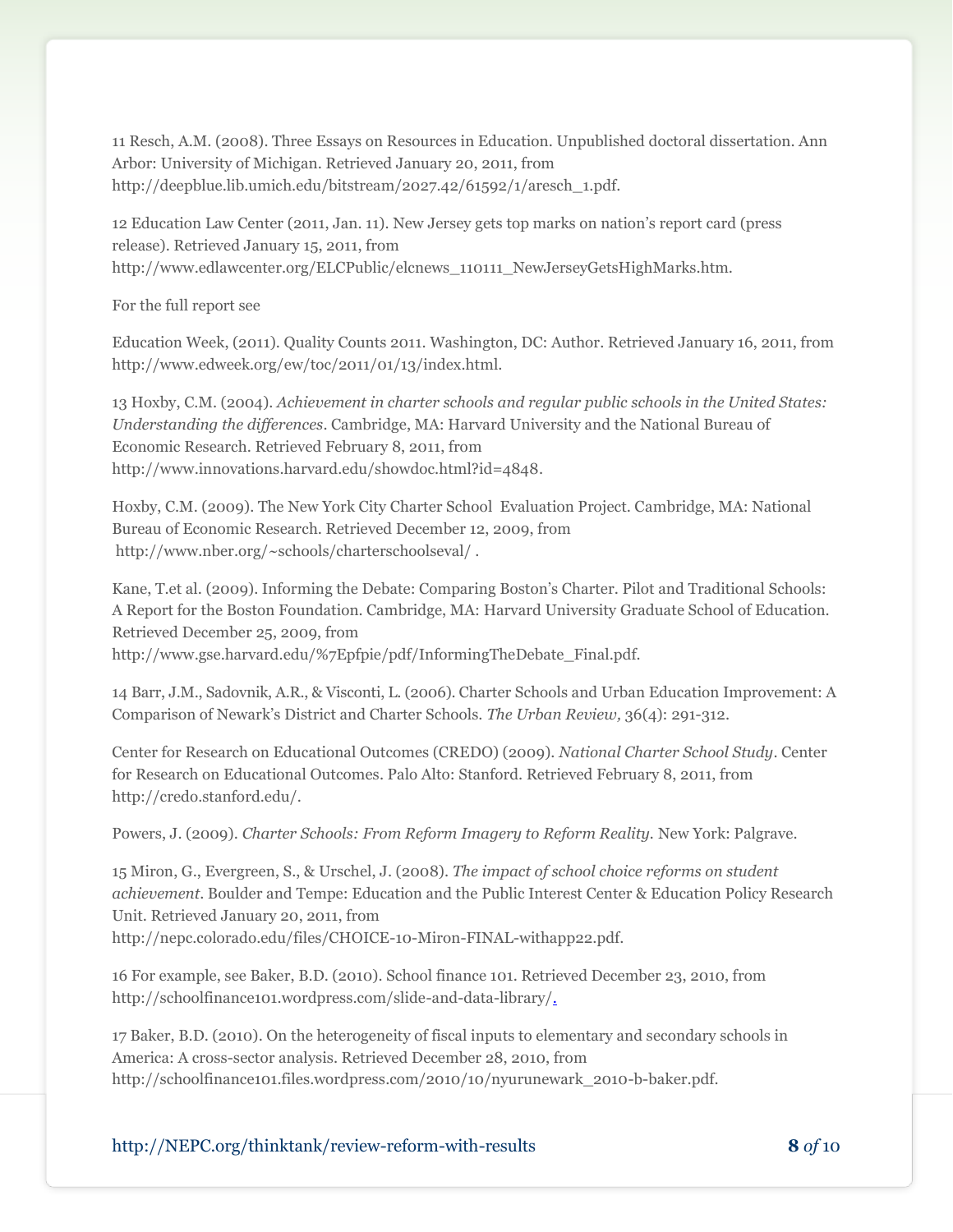11 Resch, A.M. (2008). Three Essays on Resources in Education. Unpublished doctoral dissertation. Ann Arbor: University of Michigan. Retrieved January 20, 2011, from http://deepblue.lib.umich.edu/bitstream/2027.42/61592/1/aresch_1.pdf.

12 Education Law Center (2011, Jan. 11). New Jersey gets top marks on nation's report card (press release). Retrieved January 15, 2011, from http://www.edlawcenter.org/ELCPublic/elcnews_110111_NewJerseyGetsHighMarks.htm.

For the full report see

Education Week, (2011). Quality Counts 2011. Washington, DC: Author. Retrieved January 16, 2011, from http://www.edweek.org/ew/toc/2011/01/13/index.html.

13 Hoxby, C.M. (2004). *Achievement in charter schools and regular public schools in the United States: Understanding the differences*. Cambridge, MA: Harvard University and the National Bureau of Economic Research. Retrieved February 8, 2011, from http://www.innovations.harvard.edu/showdoc.html?id=4848.

Hoxby, C.M. (2009). The New York City Charter School Evaluation Project. Cambridge, MA: National Bureau of Economic Research. Retrieved December 12, 2009, from http://www.nber.org/~schools/charterschoolseval/ .

Kane, T.et al. (2009). Informing the Debate: Comparing Boston's Charter. Pilot and Traditional Schools: A Report for the Boston Foundation. Cambridge, MA: Harvard University Graduate School of Education. Retrieved December 25, 2009, from http://www.gse.harvard.edu/%7Epfpie/pdf/InformingTheDebate_Final.pdf.

14 Barr, J.M., Sadovnik, A.R., & Visconti, L. (2006). Charter Schools and Urban Education Improvement: A Comparison of Newark's District and Charter Schools. *The Urban Review,* 36(4): 291-312.

Center for Research on Educational Outcomes (CREDO) (2009). *National Charter School Study*. Center for Research on Educational Outcomes. Palo Alto: Stanford. Retrieved February 8, 2011, from http://credo.stanford.edu/.

Powers, J. (2009). *Charter Schools: From Reform Imagery to Reform Reality*. New York: Palgrave.

15 Miron, G., Evergreen, S., & Urschel, J. (2008). *The impact of school choice reforms on student achievement*. Boulder and Tempe: Education and the Public Interest Center & Education Policy Research Unit. Retrieved January 20, 2011, from http://nepc.colorado.edu/files/CHOICE-10-Miron-FINAL-withapp22.pdf.

16 For example, see Baker, B.D. (2010). School finance 101. Retrieved December 23, 2010, from http://schoolfinance101.wordpress.com/slide-and-data-library/.

17 Baker, B.D. (2010). On the heterogeneity of fiscal inputs to elementary and secondary schools in America: A cross-sector analysis. Retrieved December 28, 2010, from http://schoolfinance101.files.wordpress.com/2010/10/nyurunewark_2010-b-baker.pdf.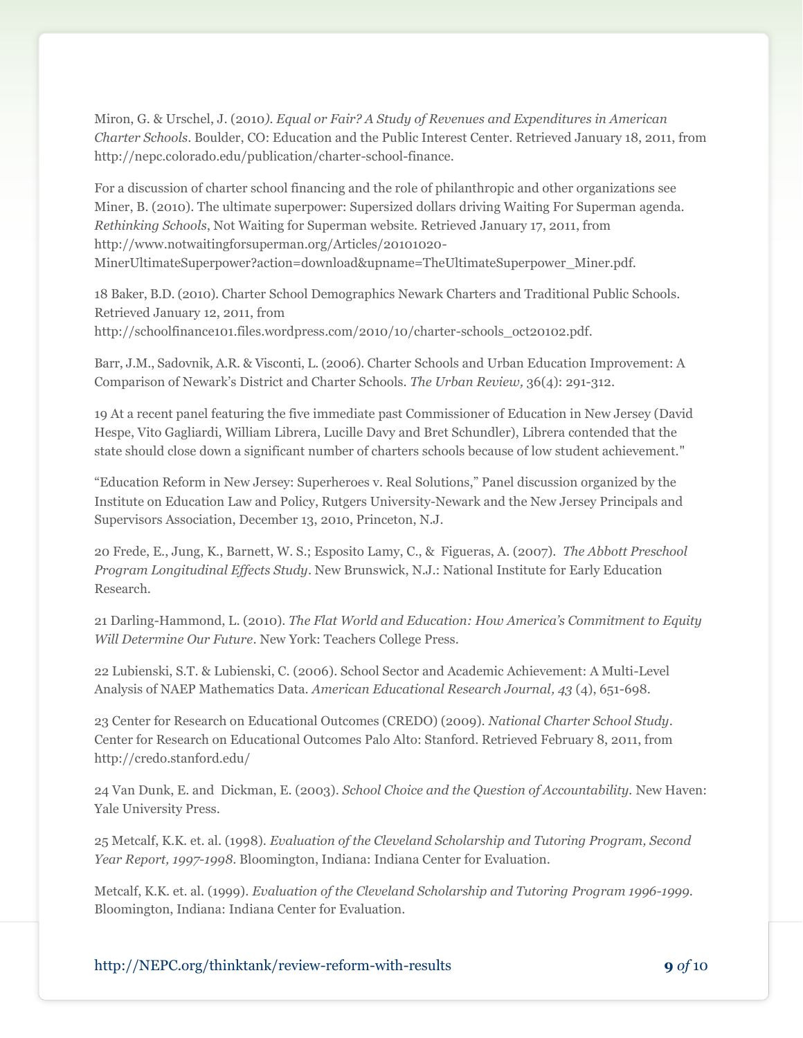Miron, G. & Urschel, J. (2010*). Equal or Fair? A Study of Revenues and Expenditures in American Charter Schools*. Boulder, CO: Education and the Public Interest Center. Retrieved January 18, 2011, from http://nepc.colorado.edu/publication/charter-school-finance.

For a discussion of charter school financing and the role of philanthropic and other organizations see Miner, B. (2010). The ultimate superpower: Supersized dollars driving Waiting For Superman agenda. *Rethinking Schools*, Not Waiting for Superman website. Retrieved January 17, 2011, from http://www.notwaitingforsuperman.org/Articles/20101020-MinerUltimateSuperpower?action=download&upname=TheUltimateSuperpower_Miner.pdf.

18 Baker, B.D. (2010). Charter School Demographics Newark Charters and Traditional Public Schools. Retrieved January 12, 2011, from http://schoolfinance101.files.wordpress.com/2010/10/charter-schools_oct20102.pdf.

Barr, J.M., Sadovnik, A.R. & Visconti, L. (2006). Charter Schools and Urban Education Improvement: A Comparison of Newark's District and Charter Schools. *The Urban Review,* 36(4): 291-312.

19 At a recent panel featuring the five immediate past Commissioner of Education in New Jersey (David Hespe, Vito Gagliardi, William Librera, Lucille Davy and Bret Schundler), Librera contended that the state should close down a significant number of charters schools because of low student achievement."

"Education Reform in New Jersey: Superheroes v. Real Solutions," Panel discussion organized by the Institute on Education Law and Policy, Rutgers University-Newark and the New Jersey Principals and Supervisors Association, December 13, 2010, Princeton, N.J.

20 Frede, E., Jung, K., Barnett, W. S.; Esposito Lamy, C., & Figueras, A. (2007). *The Abbott Preschool Program Longitudinal Effects Study*. New Brunswick, N.J.: National Institute for Early Education Research.

21 Darling-Hammond, L. (2010). *The Flat World and Education: How America's Commitment to Equity Will Determine Our Future*. New York: Teachers College Press.

22 Lubienski, S.T. & Lubienski, C. (2006). School Sector and Academic Achievement: A Multi-Level Analysis of NAEP Mathematics Data. *American Educational Research Journal, 43* (4), 651-698.

23 Center for Research on Educational Outcomes (CREDO) (2009). *National Charter School Study*. Center for Research on Educational Outcomes Palo Alto: Stanford. Retrieved February 8, 2011, from http://credo.stanford.edu/

24 Van Dunk, E. and Dickman, E. (2003). *School Choice and the Question of Accountability*. New Haven: Yale University Press.

25 Metcalf, K.K. et. al. (1998). *Evaluation of the Cleveland Scholarship and Tutoring Program, Second Year Report, 1997-1998*. Bloomington, Indiana: Indiana Center for Evaluation.

Metcalf, K.K. et. al. (1999). *Evaluation of the Cleveland Scholarship and Tutoring Program 1996-1999*. Bloomington, Indiana: Indiana Center for Evaluation.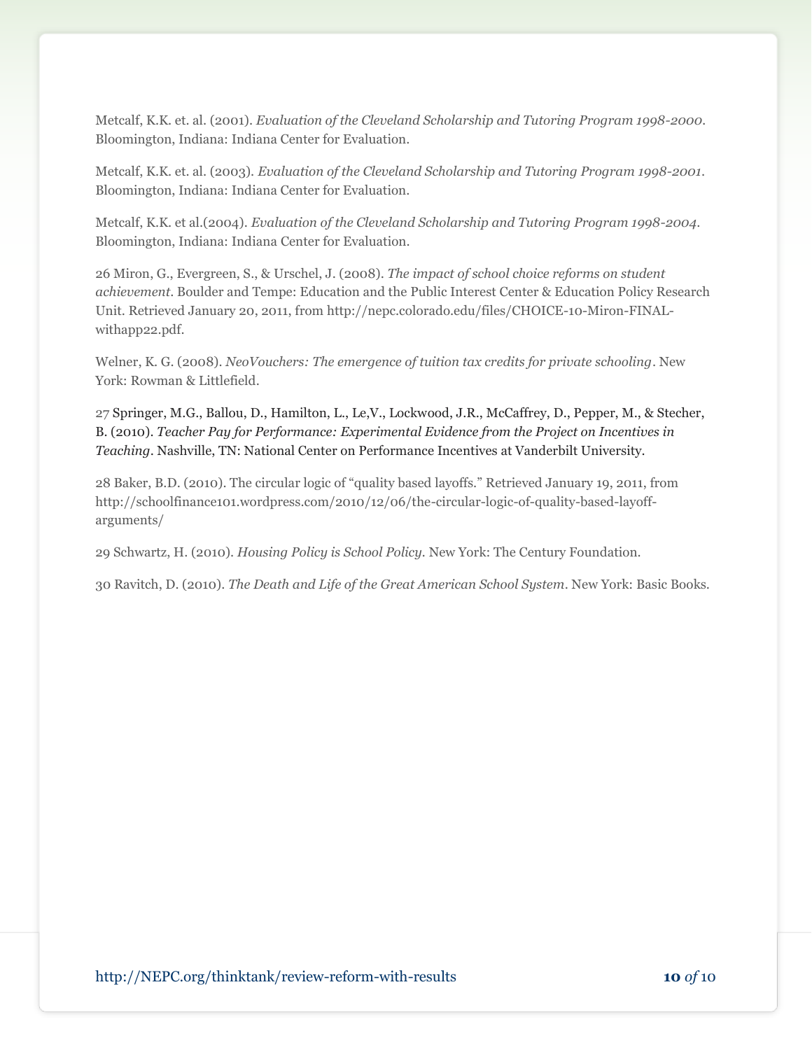Metcalf, K.K. et. al. (2001). *Evaluation of the Cleveland Scholarship and Tutoring Program 1998-2000*. Bloomington, Indiana: Indiana Center for Evaluation.

Metcalf, K.K. et. al. (2003). *Evaluation of the Cleveland Scholarship and Tutoring Program 1998-2001*. Bloomington, Indiana: Indiana Center for Evaluation.

Metcalf, K.K. et al.(2004). *Evaluation of the Cleveland Scholarship and Tutoring Program 1998-2004*. Bloomington, Indiana: Indiana Center for Evaluation.

26 Miron, G., Evergreen, S., & Urschel, J. (2008). *The impact of school choice reforms on student achievement*. Boulder and Tempe: Education and the Public Interest Center & Education Policy Research Unit. Retrieved January 20, 2011, from http://nepc.colorado.edu/files/CHOICE-10-Miron-FINAL-withapp22.pdf.

Welner, K. G. (2008). *NeoVouchers: The emergence of tuition tax credits for private schooling*. New York: Rowman & Littlefield.

27 Springer, M.G., Ballou, D., Hamilton, L., Le,V., Lockwood, J.R., McCaffrey, D., Pepper, M., & Stecher, B. (2010). *Teacher Pay for Performance: Experimental Evidence from the Project on Incentives in Teaching*. Nashville, TN: National Center on Performance Incentives at Vanderbilt University.

28 Baker, B.D. (2010). The circular logic of "quality based layoffs." Retrieved January 19, 2011, from http://schoolfinance101.wordpress.com/2010/12/06/the-circular-logic-of-quality-based-layoff-arguments/

29 Schwartz, H. (2010). *Housing Policy is School Policy*. New York: The Century Foundation.

30 Ravitch, D. (2010). *The Death and Life of the Great American School System*. New York: Basic Books.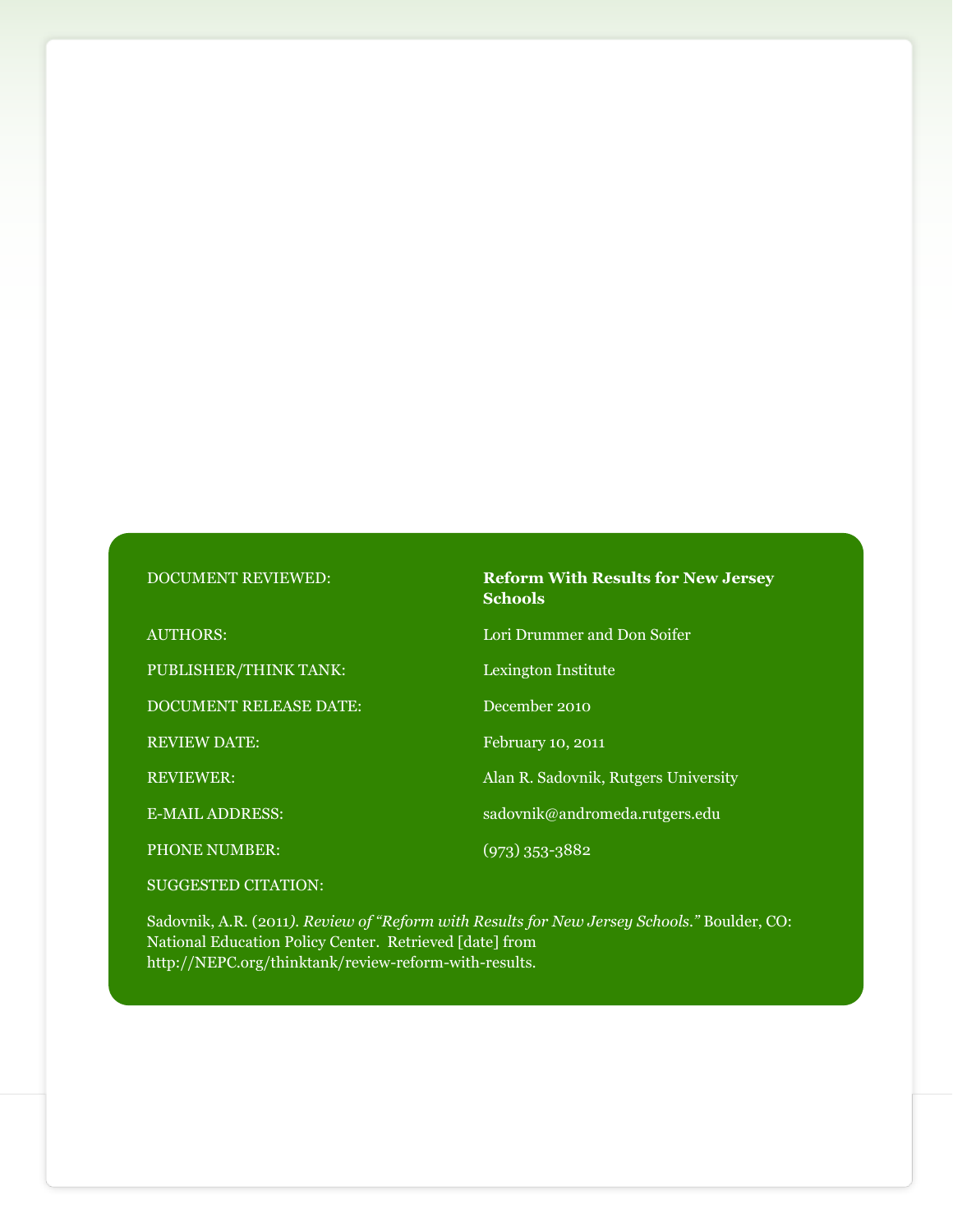| | |
|---|---|
| DOCUMENT REVIEWED: | **Reform With Results for New Jersey Schools** |
| AUTHORS: | Lori Drummer and Don Soifer |
| PUBLISHER/THINK TANK: | Lexington Institute |
| DOCUMENT RELEASE DATE: | December 2010 |
| REVIEW DATE: | February 10, 2011 |
| REVIEWER: | Alan R. Sadovnik, Rutgers University |
| E-MAIL ADDRESS: | sadovnik@andromeda.rutgers.edu |
| PHONE NUMBER: | (973) 353-3882 |

SUGGESTED CITATION:

Sadovnik, A.R. (2011*). Review of "Reform with Results for New Jersey Schools."* Boulder, CO: National Education Policy Center. Retrieved [date] from http://NEPC.org/thinktank/review-reform-with-results.